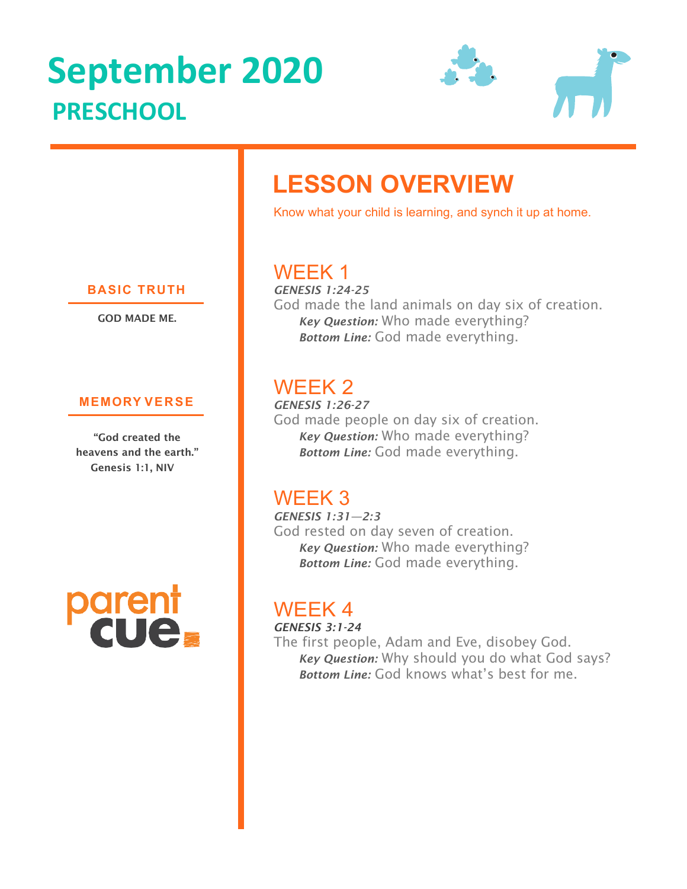# September 2020

## PRESCHOOL

### BASIC TRUTH

GOD MADE ME.

### MEMORY VERSE

"God created the heavens and the earth."
Genesis 1:1, NIV

parent cue

## LESSON OVERVIEW

Know what your child is learning, and synch it up at home.

### WEEK 1

***GENESIS 1:24-25***

God made the land animals on day six of creation.

***Key Question:*** Who made everything?
***Bottom Line:*** God made everything.

### WEEK 2

***GENESIS 1:26-27***

God made people on day six of creation.

***Key Question:*** Who made everything?
***Bottom Line:*** God made everything.

### WEEK 3

***GENESIS 1:31—2:3***

God rested on day seven of creation.

***Key Question:*** Who made everything?
***Bottom Line:*** God made everything.

### WEEK 4

***GENESIS 3:1-24***

The first people, Adam and Eve, disobey God.

***Key Question:*** Why should you do what God says?
***Bottom Line:*** God knows what's best for me.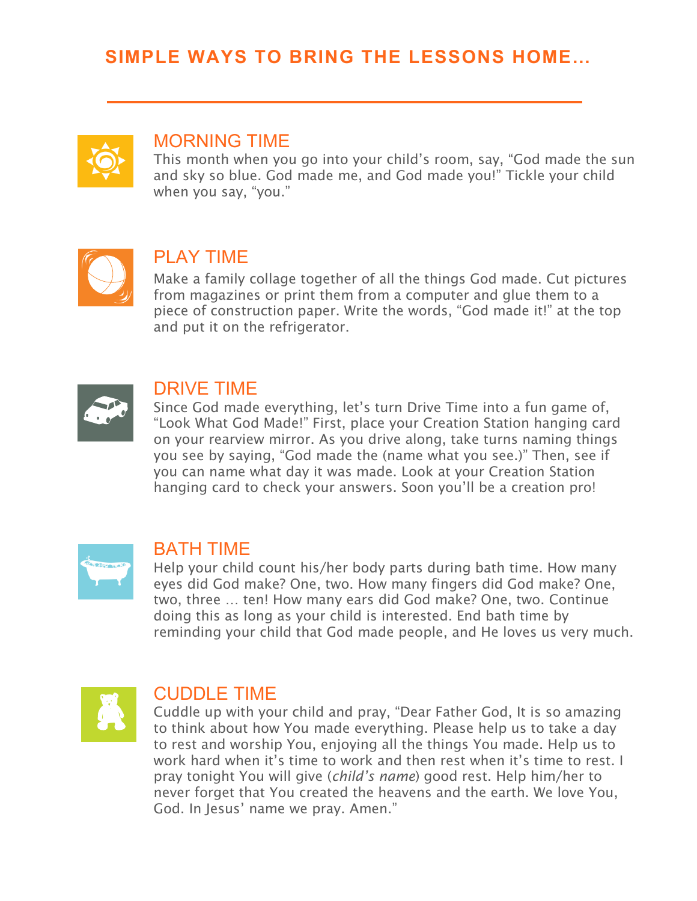# SIMPLE WAYS TO BRING THE LESSONS HOME...

## MORNING TIME

This month when you go into your child's room, say, "God made the sun and sky so blue. God made me, and God made you!" Tickle your child when you say, "you."

## PLAY TIME

Make a family collage together of all the things God made. Cut pictures from magazines or print them from a computer and glue them to a piece of construction paper. Write the words, "God made it!" at the top and put it on the refrigerator.

## DRIVE TIME

Since God made everything, let's turn Drive Time into a fun game of, "Look What God Made!" First, place your Creation Station hanging card on your rearview mirror. As you drive along, take turns naming things you see by saying, "God made the (name what you see.)" Then, see if you can name what day it was made. Look at your Creation Station hanging card to check your answers. Soon you'll be a creation pro!

## BATH TIME

Help your child count his/her body parts during bath time. How many eyes did God make? One, two. How many fingers did God make? One, two, three … ten! How many ears did God make? One, two. Continue doing this as long as your child is interested. End bath time by reminding your child that God made people, and He loves us very much.

## CUDDLE TIME

Cuddle up with your child and pray, "Dear Father God, It is so amazing to think about how You made everything. Please help us to take a day to rest and worship You, enjoying all the things You made. Help us to work hard when it's time to work and then rest when it's time to rest. I pray tonight You will give (*child's name*) good rest. Help him/her to never forget that You created the heavens and the earth. We love You, God. In Jesus' name we pray. Amen."